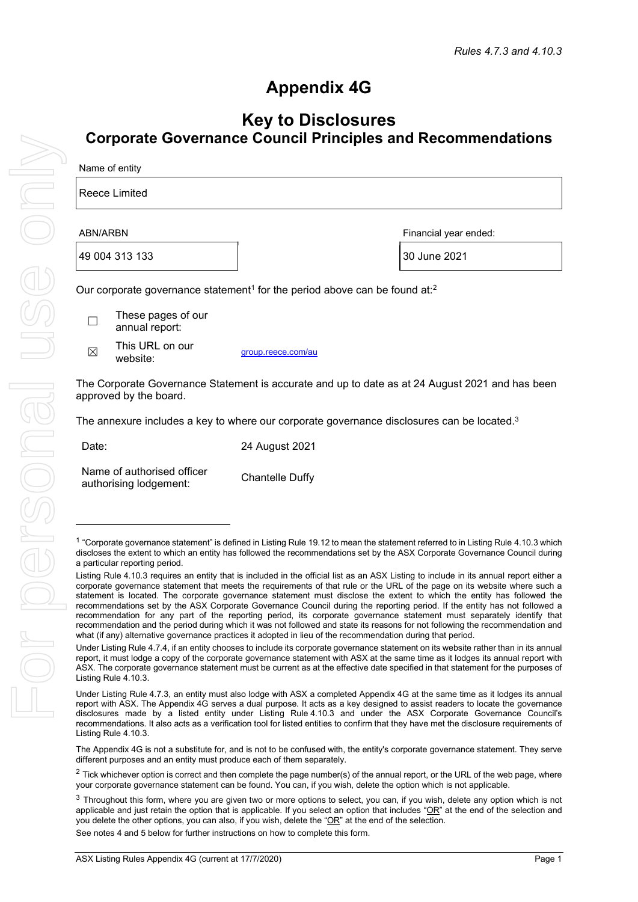*Rules 4.7.3 and 4.10.3*

# Appendix 4G

## Key to Disclosures
## Corporate Governance Council Principles and Recommendations

| Name of entity | |
|---|---|
| Reece Limited | |

| ABN/ARBN | Financial year ended: |
|---|---|
| 49 004 313 133 | 30 June 2021 |

Our corporate governance statement[1] for the period above can be found at:[2]

☐ These pages of our annual report:

☒ This URL on our website: group.reece.com/au

The Corporate Governance Statement is accurate and up to date as at 24 August 2021 and has been approved by the board.

The annexure includes a key to where our corporate governance disclosures can be located.[3]

| | |
|---|---|
| Date: | 24 August 2021 |
| Name of authorised officer authorising lodgement: | Chantelle Duffy |

---

[1] "Corporate governance statement" is defined in Listing Rule 19.12 to mean the statement referred to in Listing Rule 4.10.3 which discloses the extent to which an entity has followed the recommendations set by the ASX Corporate Governance Council during a particular reporting period.

Listing Rule 4.10.3 requires an entity that is included in the official list as an ASX Listing to include in its annual report either a corporate governance statement that meets the requirements of that rule or the URL of the page on its website where such a statement is located. The corporate governance statement must disclose the extent to which the entity has followed the recommendations set by the ASX Corporate Governance Council during the reporting period. If the entity has not followed a recommendation for any part of the reporting period, its corporate governance statement must separately identify that recommendation and the period during which it was not followed and state its reasons for not following the recommendation and what (if any) alternative governance practices it adopted in lieu of the recommendation during that period.

Under Listing Rule 4.7.4, if an entity chooses to include its corporate governance statement on its website rather than in its annual report, it must lodge a copy of the corporate governance statement with ASX at the same time as it lodges its annual report with ASX. The corporate governance statement must be current as at the effective date specified in that statement for the purposes of Listing Rule 4.10.3.

Under Listing Rule 4.7.3, an entity must also lodge with ASX a completed Appendix 4G at the same time as it lodges its annual report with ASX. The Appendix 4G serves a dual purpose. It acts as a key designed to assist readers to locate the governance disclosures made by a listed entity under Listing Rule 4.10.3 and under the ASX Corporate Governance Council's recommendations. It also acts as a verification tool for listed entities to confirm that they have met the disclosure requirements of Listing Rule 4.10.3.

The Appendix 4G is not a substitute for, and is not to be confused with, the entity's corporate governance statement. They serve different purposes and an entity must produce each of them separately.

[2] Tick whichever option is correct and then complete the page number(s) of the annual report, or the URL of the web page, where your corporate governance statement can be found. You can, if you wish, delete the option which is not applicable.

[3] Throughout this form, where you are given two or more options to select, you can, if you wish, delete any option which is not applicable and just retain the option that is applicable. If you select an option that includes "OR" at the end of the selection and you delete the other options, you can also, if you wish, delete the "OR" at the end of the selection.

See notes 4 and 5 below for further instructions on how to complete this form.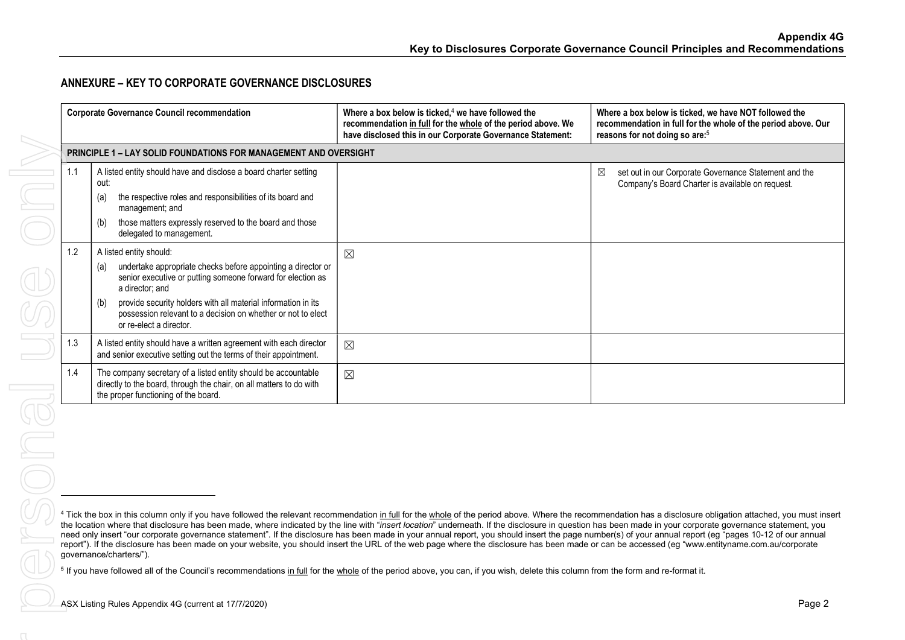## ANNEXURE – KEY TO CORPORATE GOVERNANCE DISCLOSURES

| | Corporate Governance Council recommendation | Where a box below is ticked,[4] we have followed the recommendation in full for the whole of the period above. We have disclosed this in our Corporate Governance Statement: | Where a box below is ticked, we have NOT followed the recommendation in full for the whole of the period above. Our reasons for not doing so are:[5] |
|---|---|---|---|
| **PRINCIPLE 1 – LAY SOLID FOUNDATIONS FOR MANAGEMENT AND OVERSIGHT** | | | |
| 1.1 | A listed entity should have and disclose a board charter setting out: (a) the respective roles and responsibilities of its board and management; and (b) those matters expressly reserved to the board and those delegated to management. | | ☒ set out in our Corporate Governance Statement and the Company's Board Charter is available on request. |
| 1.2 | A listed entity should: (a) undertake appropriate checks before appointing a director or senior executive or putting someone forward for election as a director; and (b) provide security holders with all material information in its possession relevant to a decision on whether or not to elect or re-elect a director. | ☒ | |
| 1.3 | A listed entity should have a written agreement with each director and senior executive setting out the terms of their appointment. | ☒ | |
| 1.4 | The company secretary of a listed entity should be accountable directly to the board, through the chair, on all matters to do with the proper functioning of the board. | ☒ | |

[4] Tick the box in this column only if you have followed the relevant recommendation in full for the whole of the period above. Where the recommendation has a disclosure obligation attached, you must insert the location where that disclosure has been made, where indicated by the line with "*insert location*" underneath. If the disclosure in question has been made in your corporate governance statement, you need only insert "our corporate governance statement". If the disclosure has been made in your annual report, you should insert the page number(s) of your annual report (eg "pages 10-12 of our annual report"). If the disclosure has been made on your website, you should insert the URL of the web page where the disclosure has been made or can be accessed (eg "www.entityname.com.au/corporate governance/charters/").

[5] If you have followed all of the Council's recommendations in full for the whole of the period above, you can, if you wish, delete this column from the form and re-format it.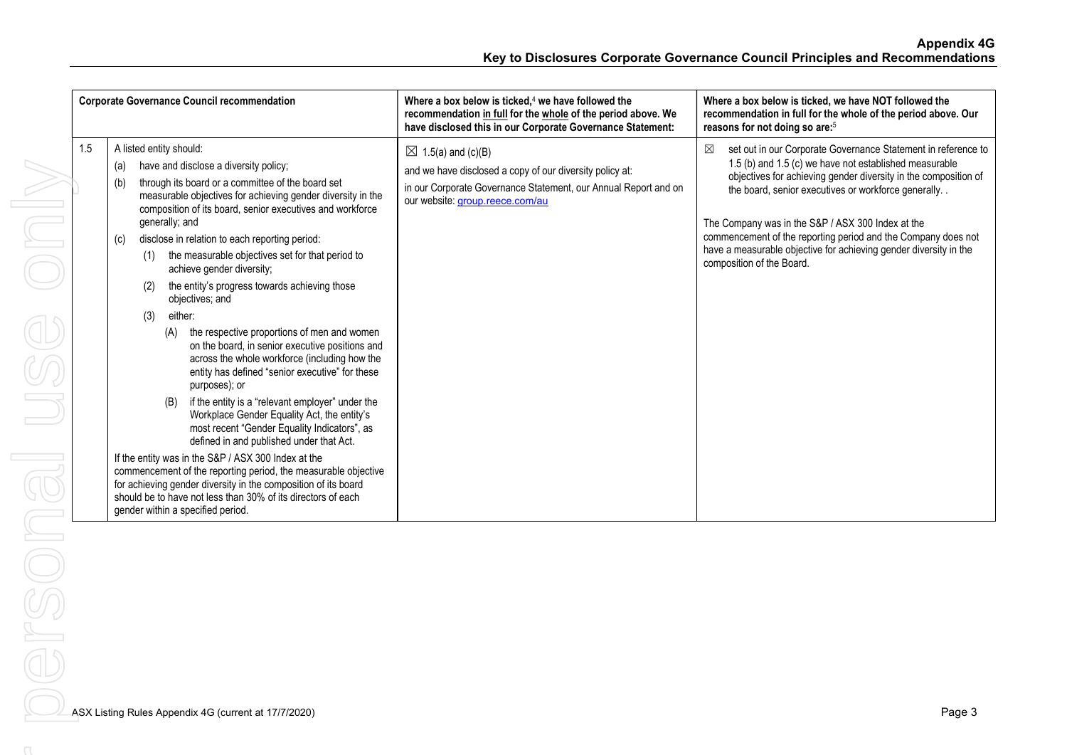| Corporate Governance Council recommendation | | Where a box below is ticked,[4] we have followed the recommendation in full for the whole of the period above. We have disclosed this in our Corporate Governance Statement: | Where a box below is ticked, we have NOT followed the recommendation in full for the whole of the period above. Our reasons for not doing so are:[5] |
|---|---|---|---|
| 1.5 | A listed entity should:<br>(a) have and disclose a diversity policy;<br>(b) through its board or a committee of the board set measurable objectives for achieving gender diversity in the composition of its board, senior executives and workforce generally; and<br>(c) disclose in relation to each reporting period:<br>(1) the measurable objectives set for that period to achieve gender diversity;<br>(2) the entity's progress towards achieving those objectives; and<br>(3) either:<br>(A) the respective proportions of men and women on the board, in senior executive positions and across the whole workforce (including how the entity has defined "senior executive" for these purposes); or<br>(B) if the entity is a "relevant employer" under the Workplace Gender Equality Act, the entity's most recent "Gender Equality Indicators", as defined in and published under that Act.<br>If the entity was in the S&P / ASX 300 Index at the commencement of the reporting period, the measurable objective for achieving gender diversity in the composition of its board should be to have not less than 30% of its directors of each gender within a specified period. | ☒ 1.5(a) and (c)(B)<br>and we have disclosed a copy of our diversity policy at:<br>in our Corporate Governance Statement, our Annual Report and on our website: group.reece.com/au | ☒ set out in our Corporate Governance Statement in reference to 1.5 (b) and 1.5 (c) we have not established measurable objectives for achieving gender diversity in the composition of the board, senior executives or workforce generally. .<br><br>The Company was in the S&P / ASX 300 Index at the commencement of the reporting period and the Company does not have a measurable objective for achieving gender diversity in the composition of the Board. |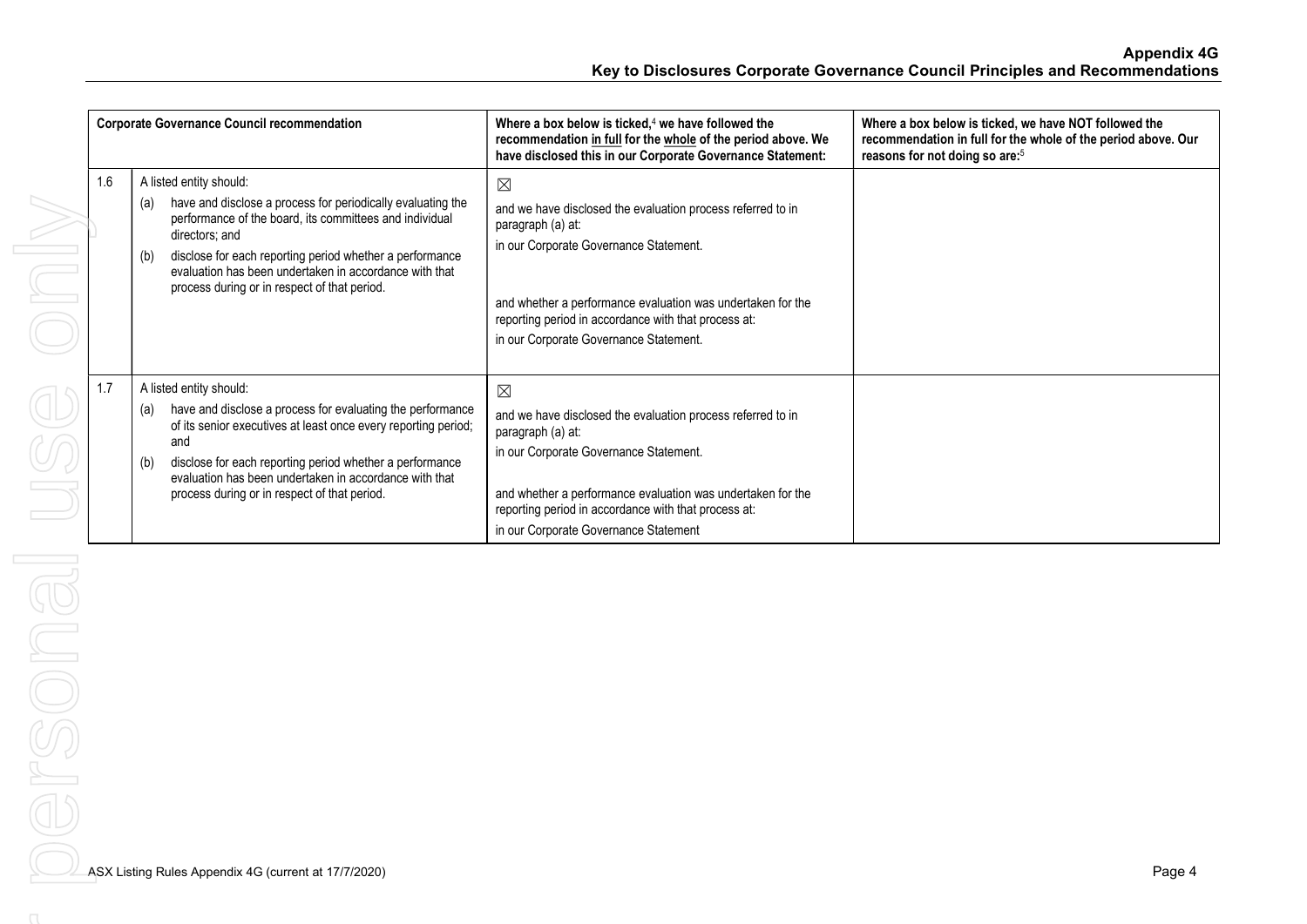| Corporate Governance Council recommendation | | Where a box below is ticked,[4] we have followed the recommendation in full for the whole of the period above. We have disclosed this in our Corporate Governance Statement: | Where a box below is ticked, we have NOT followed the recommendation in full for the whole of the period above. Our reasons for not doing so are:[5] |
|---|---|---|---|
| 1.6 | A listed entity should:<br>(a) have and disclose a process for periodically evaluating the performance of the board, its committees and individual directors; and<br>(b) disclose for each reporting period whether a performance evaluation has been undertaken in accordance with that process during or in respect of that period. | ☒<br>and we have disclosed the evaluation process referred to in paragraph (a) at:<br>in our Corporate Governance Statement.<br>and whether a performance evaluation was undertaken for the reporting period in accordance with that process at:<br>in our Corporate Governance Statement. | |
| 1.7 | A listed entity should:<br>(a) have and disclose a process for evaluating the performance of its senior executives at least once every reporting period; and<br>(b) disclose for each reporting period whether a performance evaluation has been undertaken in accordance with that process during or in respect of that period. | ☒<br>and we have disclosed the evaluation process referred to in paragraph (a) at:<br>in our Corporate Governance Statement.<br>and whether a performance evaluation was undertaken for the reporting period in accordance with that process at:<br>in our Corporate Governance Statement | |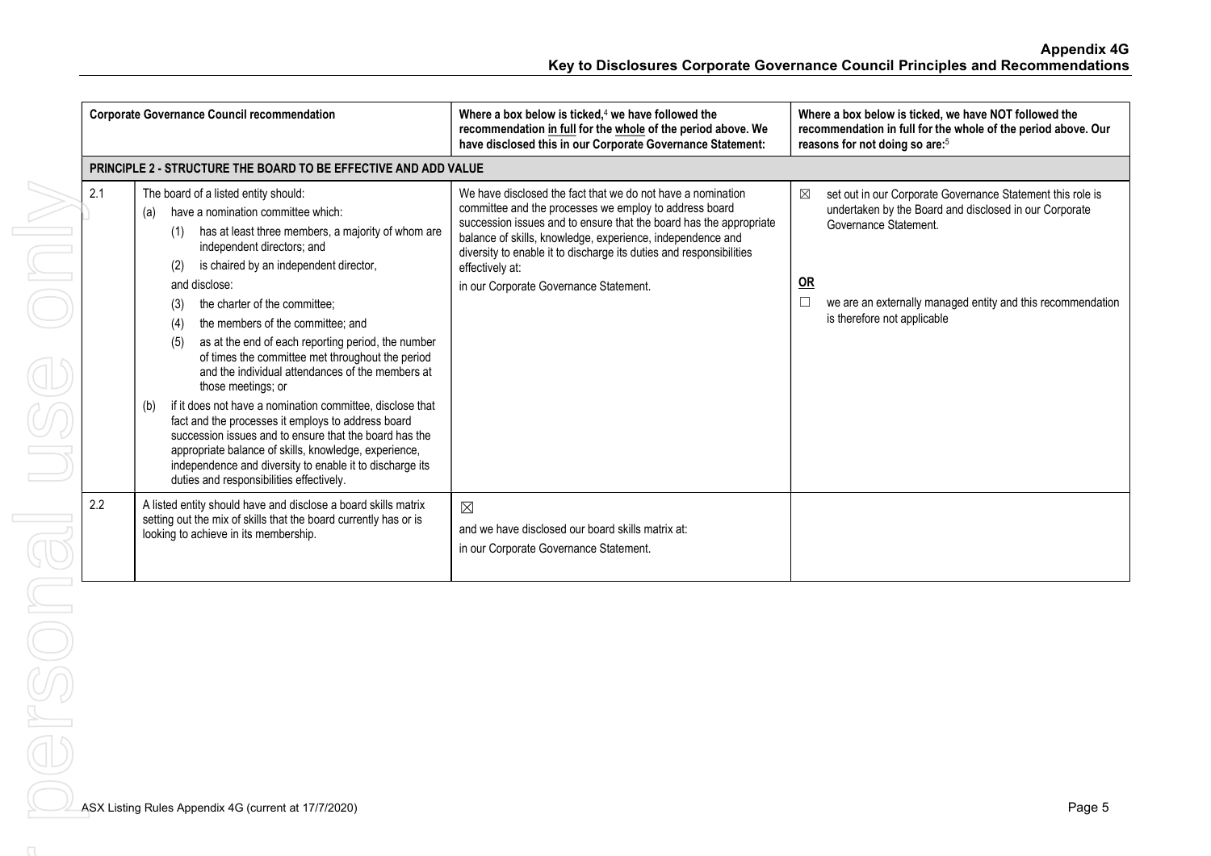| | Corporate Governance Council recommendation | Where a box below is ticked,[4] we have followed the recommendation in full for the whole of the period above. We have disclosed this in our Corporate Governance Statement: | Where a box below is ticked, we have NOT followed the recommendation in full for the whole of the period above. Our reasons for not doing so are:[5] |
|---|---|---|---|
| **PRINCIPLE 2 - STRUCTURE THE BOARD TO BE EFFECTIVE AND ADD VALUE** | | | |
| 2.1 | The board of a listed entity should:<br>(a) have a nomination committee which:<br>(1) has at least three members, a majority of whom are independent directors; and<br>(2) is chaired by an independent director,<br>and disclose:<br>(3) the charter of the committee;<br>(4) the members of the committee; and<br>(5) as at the end of each reporting period, the number of times the committee met throughout the period and the individual attendances of the members at those meetings; or<br>(b) if it does not have a nomination committee, disclose that fact and the processes it employs to address board succession issues and to ensure that the board has the appropriate balance of skills, knowledge, experience, independence and diversity to enable it to discharge its duties and responsibilities effectively. | We have disclosed the fact that we do not have a nomination committee and the processes we employ to address board succession issues and to ensure that the board has the appropriate balance of skills, knowledge, experience, independence and diversity to enable it to discharge its duties and responsibilities effectively at:<br>in our Corporate Governance Statement. | ☒ set out in our Corporate Governance Statement this role is undertaken by the Board and disclosed in our Corporate Governance Statement.<br>**OR**<br>☐ we are an externally managed entity and this recommendation is therefore not applicable |
| 2.2 | A listed entity should have and disclose a board skills matrix setting out the mix of skills that the board currently has or is looking to achieve in its membership. | ☒<br>and we have disclosed our board skills matrix at:<br>in our Corporate Governance Statement. | |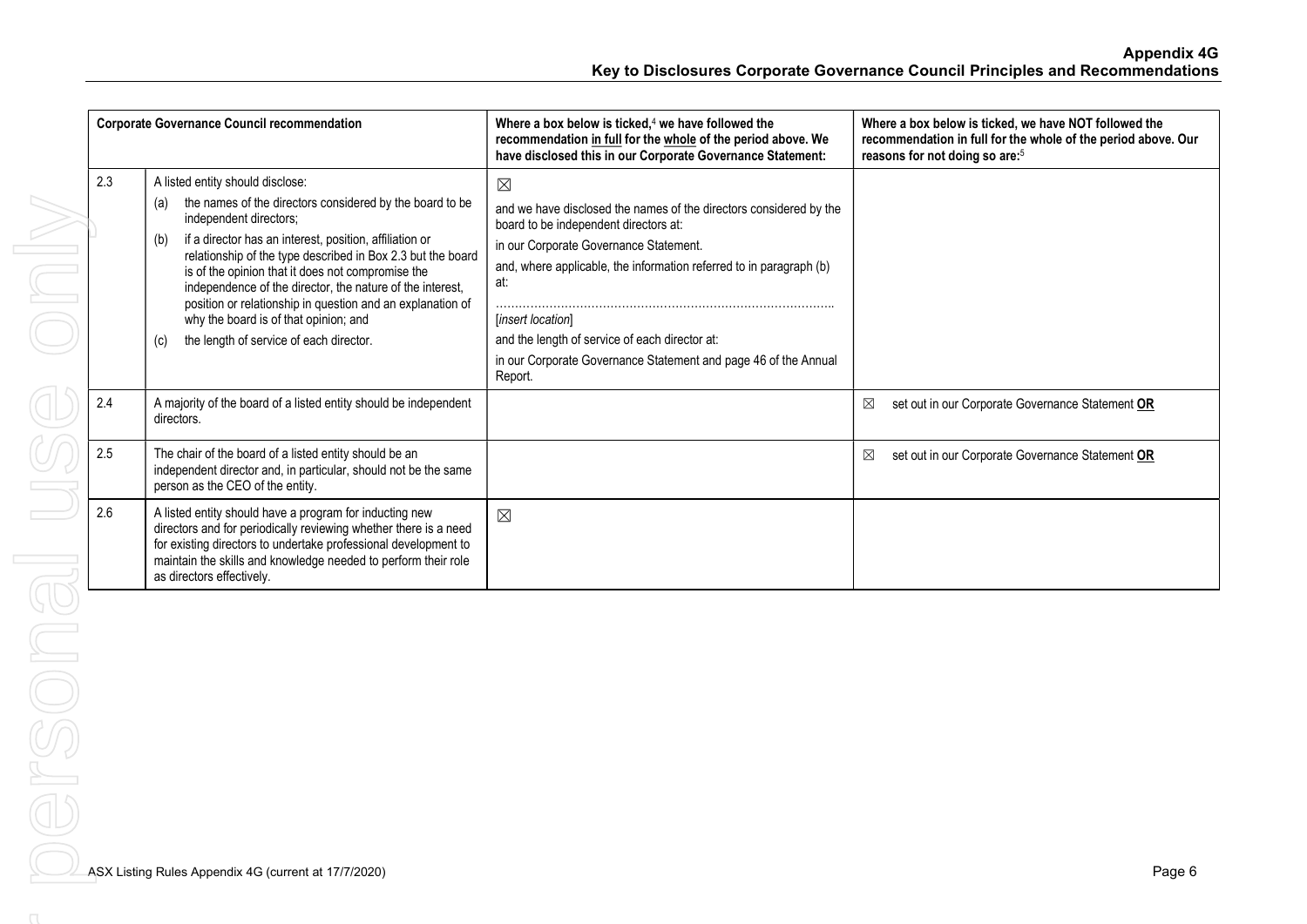| Corporate Governance Council recommendation | | Where a box below is ticked,[4] we have followed the recommendation in full for the whole of the period above. We have disclosed this in our Corporate Governance Statement: | Where a box below is ticked, we have NOT followed the recommendation in full for the whole of the period above. Our reasons for not doing so are:[5] |
|---|---|---|---|
| 2.3 | A listed entity should disclose:<br>(a) the names of the directors considered by the board to be independent directors;<br>(b) if a director has an interest, position, affiliation or relationship of the type described in Box 2.3 but the board is of the opinion that it does not compromise the independence of the director, the nature of the interest, position or relationship in question and an explanation of why the board is of that opinion; and<br>(c) the length of service of each director. | ☒<br>and we have disclosed the names of the directors considered by the board to be independent directors at:<br>in our Corporate Governance Statement.<br>and, where applicable, the information referred to in paragraph (b) at:<br>…………………………………………………………………………..<br>*[insert location]*<br>and the length of service of each director at:<br>in our Corporate Governance Statement and page 46 of the Annual Report. | |
| 2.4 | A majority of the board of a listed entity should be independent directors. | | ☒ set out in our Corporate Governance Statement **OR** |
| 2.5 | The chair of the board of a listed entity should be an independent director and, in particular, should not be the same person as the CEO of the entity. | | ☒ set out in our Corporate Governance Statement **OR** |
| 2.6 | A listed entity should have a program for inducting new directors and for periodically reviewing whether there is a need for existing directors to undertake professional development to maintain the skills and knowledge needed to perform their role as directors effectively. | ☒ | |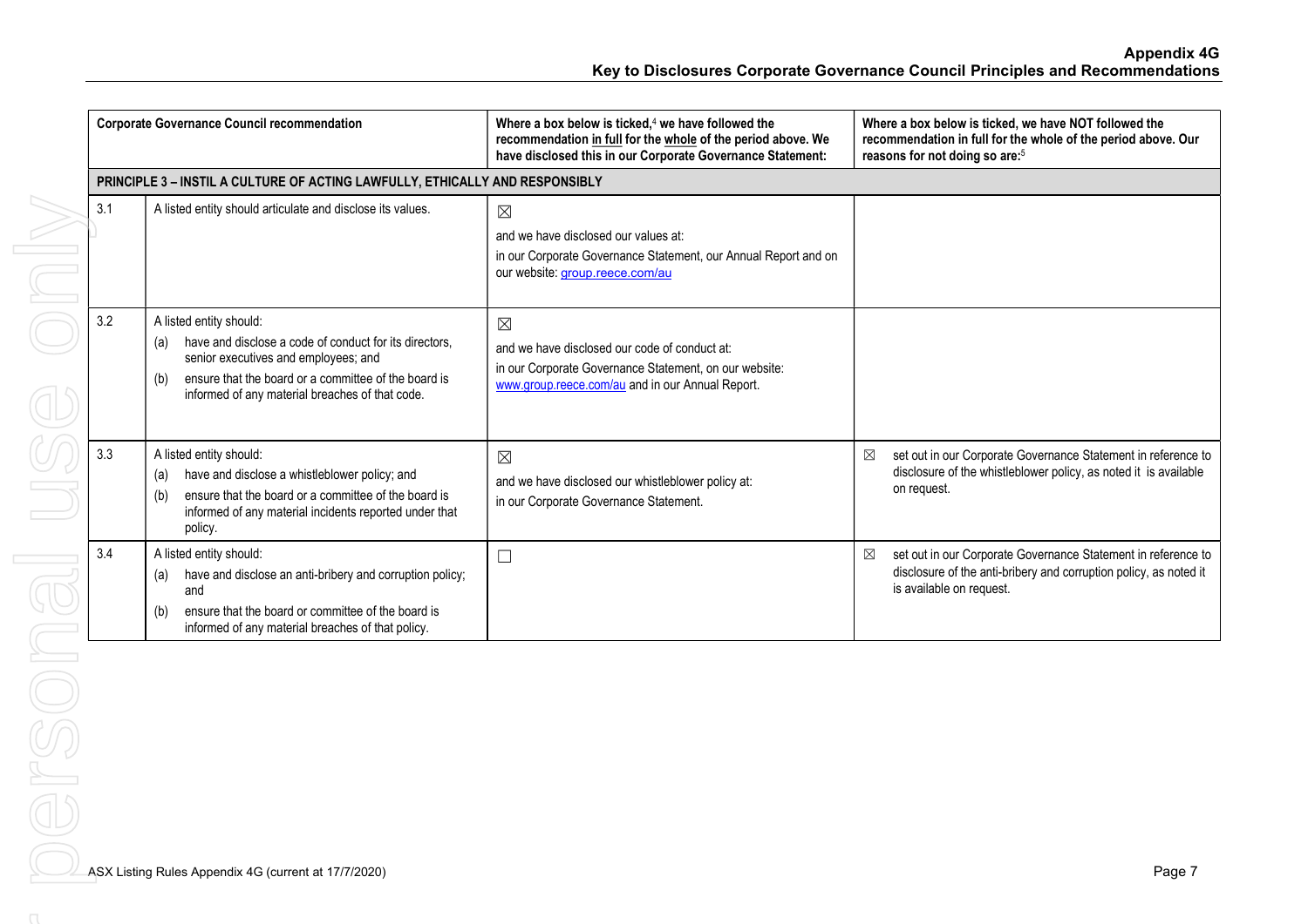# Appendix 4G

## Key to Disclosures Corporate Governance Council Principles and Recommendations

| Corporate Governance Council recommendation | | Where a box below is ticked,[4] we have followed the recommendation in full for the whole of the period above. We have disclosed this in our Corporate Governance Statement: | Where a box below is ticked, we have NOT followed the recommendation in full for the whole of the period above. Our reasons for not doing so are:[5] |
|---|---|---|---|
| **PRINCIPLE 3 – INSTIL A CULTURE OF ACTING LAWFULLY, ETHICALLY AND RESPONSIBLY** | | | |
| 3.1 | A listed entity should articulate and disclose its values. | ☒ and we have disclosed our values at: in our Corporate Governance Statement, our Annual Report and on our website: group.reece.com/au | |
| 3.2 | A listed entity should: (a) have and disclose a code of conduct for its directors, senior executives and employees; and (b) ensure that the board or a committee of the board is informed of any material breaches of that code. | ☒ and we have disclosed our code of conduct at: in our Corporate Governance Statement, on our website: www.group.reece.com/au and in our Annual Report. | |
| 3.3 | A listed entity should: (a) have and disclose a whistleblower policy; and (b) ensure that the board or a committee of the board is informed of any material incidents reported under that policy. | ☒ and we have disclosed our whistleblower policy at: in our Corporate Governance Statement. | ☒ set out in our Corporate Governance Statement in reference to disclosure of the whistleblower policy, as noted it is available on request. |
| 3.4 | A listed entity should: (a) have and disclose an anti-bribery and corruption policy; and (b) ensure that the board or committee of the board is informed of any material breaches of that policy. | ☐ | ☒ set out in our Corporate Governance Statement in reference to disclosure of the anti-bribery and corruption policy, as noted it is available on request. |

ASX Listing Rules Appendix 4G (current at 17/7/2020)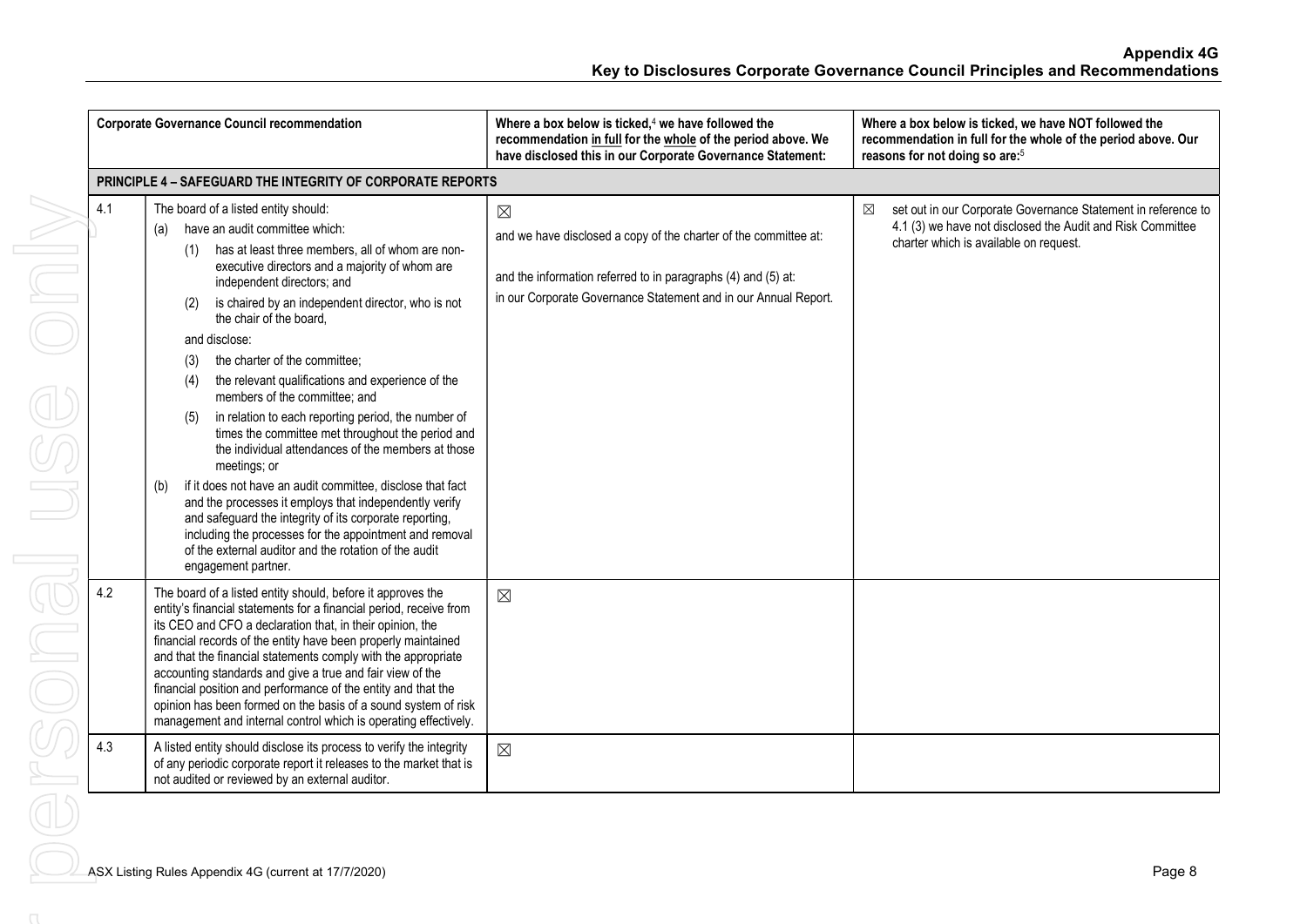| | Corporate Governance Council recommendation | Where a box below is ticked,[4] we have followed the recommendation in full for the whole of the period above. We have disclosed this in our Corporate Governance Statement: | Where a box below is ticked, we have NOT followed the recommendation in full for the whole of the period above. Our reasons for not doing so are:[5] |
|---|---|---|---|
| **PRINCIPLE 4 – SAFEGUARD THE INTEGRITY OF CORPORATE REPORTS** | | | |
| 4.1 | The board of a listed entity should:<br>(a) have an audit committee which:<br>(1) has at least three members, all of whom are non-executive directors and a majority of whom are independent directors; and<br>(2) is chaired by an independent director, who is not the chair of the board,<br>and disclose:<br>(3) the charter of the committee;<br>(4) the relevant qualifications and experience of the members of the committee; and<br>(5) in relation to each reporting period, the number of times the committee met throughout the period and the individual attendances of the members at those meetings; or<br>(b) if it does not have an audit committee, disclose that fact and the processes it employs that independently verify and safeguard the integrity of its corporate reporting, including the processes for the appointment and removal of the external auditor and the rotation of the audit engagement partner. | ☒<br>and we have disclosed a copy of the charter of the committee at:<br>and the information referred to in paragraphs (4) and (5) at:<br>in our Corporate Governance Statement and in our Annual Report. | ☒ set out in our Corporate Governance Statement in reference to 4.1 (3) we have not disclosed the Audit and Risk Committee charter which is available on request. |
| 4.2 | The board of a listed entity should, before it approves the entity's financial statements for a financial period, receive from its CEO and CFO a declaration that, in their opinion, the financial records of the entity have been properly maintained and that the financial statements comply with the appropriate accounting standards and give a true and fair view of the financial position and performance of the entity and that the opinion has been formed on the basis of a sound system of risk management and internal control which is operating effectively. | ☒ | |
| 4.3 | A listed entity should disclose its process to verify the integrity of any periodic corporate report it releases to the market that is not audited or reviewed by an external auditor. | ☒ | |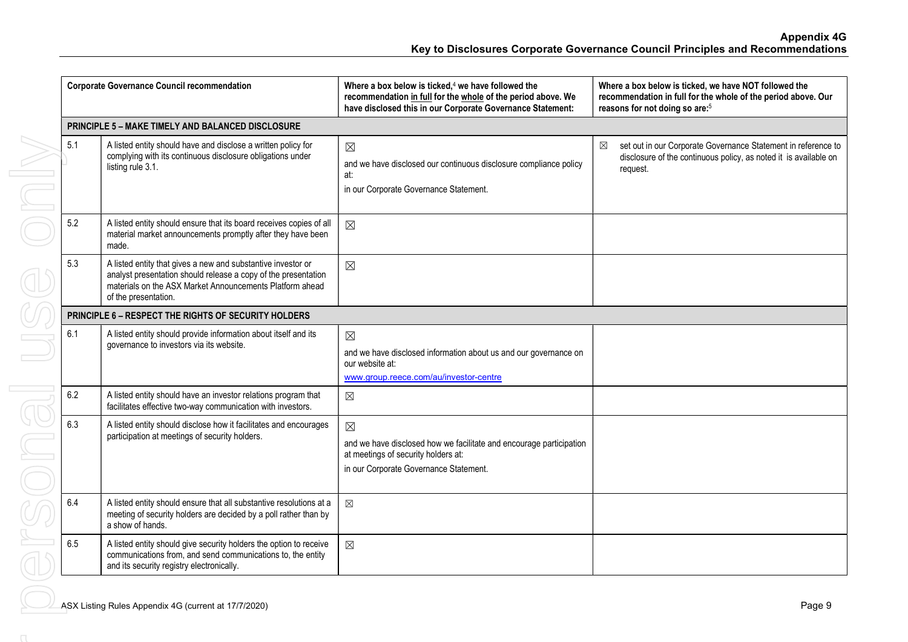| Corporate Governance Council recommendation | | Where a box below is ticked,[4] we have followed the recommendation in full for the whole of the period above. We have disclosed this in our Corporate Governance Statement: | Where a box below is ticked, we have NOT followed the recommendation in full for the whole of the period above. Our reasons for not doing so are:[5] |
|---|---|---|---|
| **PRINCIPLE 5 – MAKE TIMELY AND BALANCED DISCLOSURE** | | | |
| 5.1 | A listed entity should have and disclose a written policy for complying with its continuous disclosure obligations under listing rule 3.1. | ☒<br>and we have disclosed our continuous disclosure compliance policy at:<br>in our Corporate Governance Statement. | ☒ set out in our Corporate Governance Statement in reference to disclosure of the continuous policy, as noted it is available on request. |
| 5.2 | A listed entity should ensure that its board receives copies of all material market announcements promptly after they have been made. | ☒ | |
| 5.3 | A listed entity that gives a new and substantive investor or analyst presentation should release a copy of the presentation materials on the ASX Market Announcements Platform ahead of the presentation. | ☒ | |
| **PRINCIPLE 6 – RESPECT THE RIGHTS OF SECURITY HOLDERS** | | | |
| 6.1 | A listed entity should provide information about itself and its governance to investors via its website. | ☒<br>and we have disclosed information about us and our governance on our website at:<br>www.group.reece.com/au/investor-centre | |
| 6.2 | A listed entity should have an investor relations program that facilitates effective two-way communication with investors. | ☒ | |
| 6.3 | A listed entity should disclose how it facilitates and encourages participation at meetings of security holders. | ☒<br>and we have disclosed how we facilitate and encourage participation at meetings of security holders at:<br>in our Corporate Governance Statement. | |
| 6.4 | A listed entity should ensure that all substantive resolutions at a meeting of security holders are decided by a poll rather than by a show of hands. | ☒ | |
| 6.5 | A listed entity should give security holders the option to receive communications from, and send communications to, the entity and its security registry electronically. | ☒ | |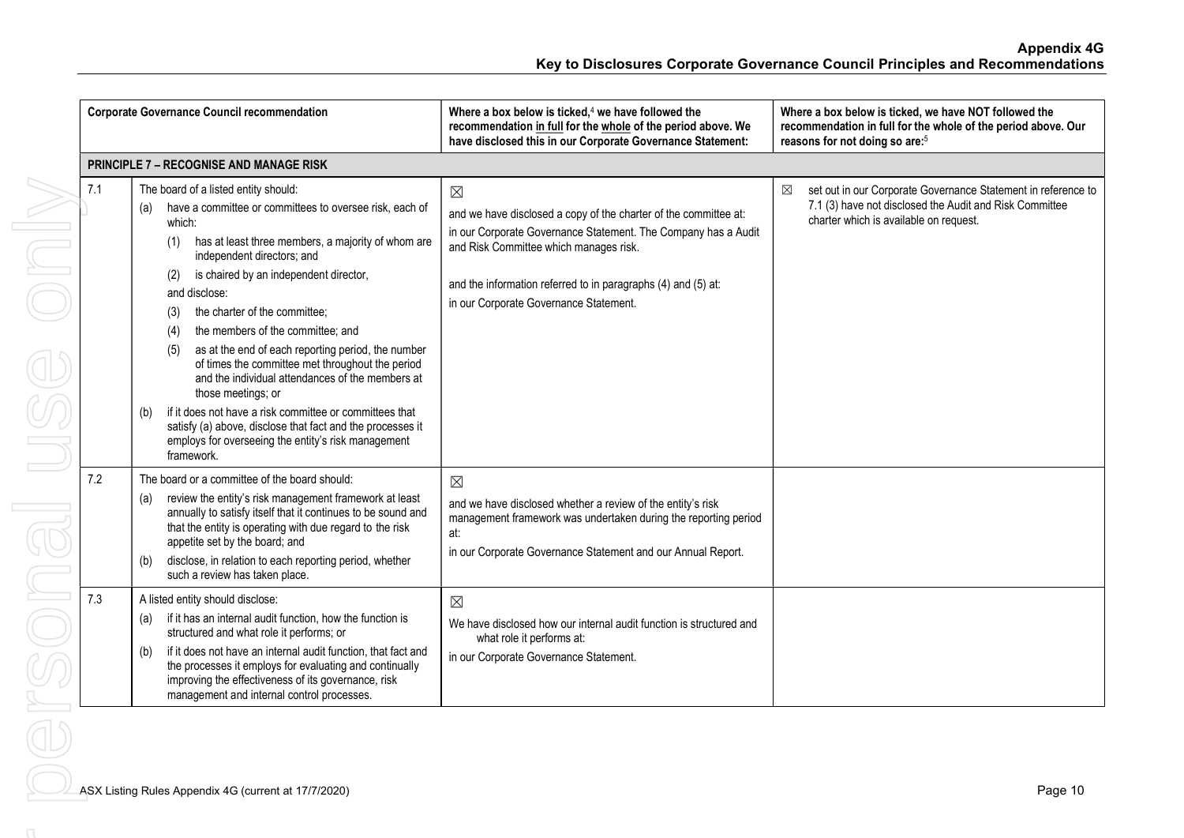## Appendix 4G
## Key to Disclosures Corporate Governance Council Principles and Recommendations

| Corporate Governance Council recommendation | | Where a box below is ticked,[4] we have followed the recommendation in full for the whole of the period above. We have disclosed this in our Corporate Governance Statement: | Where a box below is ticked, we have NOT followed the recommendation in full for the whole of the period above. Our reasons for not doing so are:[5] |
|---|---|---|---|
| **PRINCIPLE 7 – RECOGNISE AND MANAGE RISK** | | | |
| 7.1 | The board of a listed entity should:<br>(a) have a committee or committees to oversee risk, each of which:<br>(1) has at least three members, a majority of whom are independent directors; and<br>(2) is chaired by an independent director,<br>and disclose:<br>(3) the charter of the committee;<br>(4) the members of the committee; and<br>(5) as at the end of each reporting period, the number of times the committee met throughout the period and the individual attendances of the members at those meetings; or<br>(b) if it does not have a risk committee or committees that satisfy (a) above, disclose that fact and the processes it employs for overseeing the entity's risk management framework. | ☒<br>and we have disclosed a copy of the charter of the committee at:<br>in our Corporate Governance Statement. The Company has a Audit and Risk Committee which manages risk.<br>and the information referred to in paragraphs (4) and (5) at:<br>in our Corporate Governance Statement. | ☒ set out in our Corporate Governance Statement in reference to 7.1 (3) have not disclosed the Audit and Risk Committee charter which is available on request. |
| 7.2 | The board or a committee of the board should:<br>(a) review the entity's risk management framework at least annually to satisfy itself that it continues to be sound and that the entity is operating with due regard to the risk appetite set by the board; and<br>(b) disclose, in relation to each reporting period, whether such a review has taken place. | ☒<br>and we have disclosed whether a review of the entity's risk management framework was undertaken during the reporting period at:<br>in our Corporate Governance Statement and our Annual Report. | |
| 7.3 | A listed entity should disclose:<br>(a) if it has an internal audit function, how the function is structured and what role it performs; or<br>(b) if it does not have an internal audit function, that fact and the processes it employs for evaluating and continually improving the effectiveness of its governance, risk management and internal control processes. | ☒<br>We have disclosed how our internal audit function is structured and what role it performs at:<br>in our Corporate Governance Statement. | |

ASX Listing Rules Appendix 4G (current at 17/7/2020)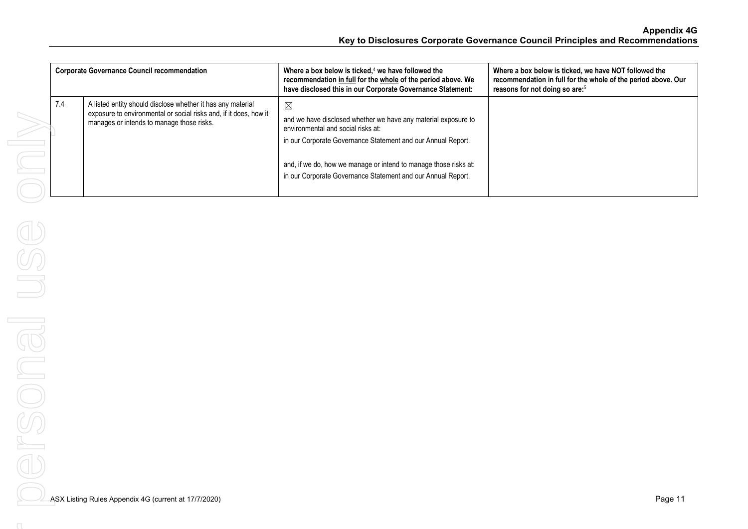| Corporate Governance Council recommendation | | Where a box below is ticked,[4] we have followed the recommendation in full for the whole of the period above. We have disclosed this in our Corporate Governance Statement: | Where a box below is ticked, we have NOT followed the recommendation in full for the whole of the period above. Our reasons for not doing so are:[5] |
|---|---|---|---|
| 7.4 | A listed entity should disclose whether it has any material exposure to environmental or social risks and, if it does, how it manages or intends to manage those risks. | ☒ and we have disclosed whether we have any material exposure to environmental and social risks at: in our Corporate Governance Statement and our Annual Report. and, if we do, how we manage or intend to manage those risks at: in our Corporate Governance Statement and our Annual Report. | |

ASX Listing Rules Appendix 4G (current at 17/7/2020)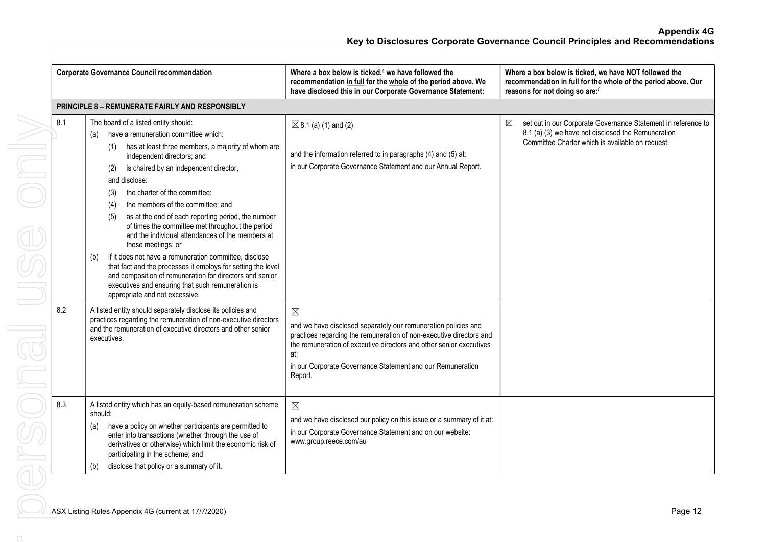| | Corporate Governance Council recommendation | Where a box below is ticked,[4] we have followed the recommendation in full for the whole of the period above. We have disclosed this in our Corporate Governance Statement: | Where a box below is ticked, we have NOT followed the recommendation in full for the whole of the period above. Our reasons for not doing so are:[5] |
|---|---|---|---|
| **PRINCIPLE 8 – REMUNERATE FAIRLY AND RESPONSIBLY** | | | |
| 8.1 | The board of a listed entity should:<br>(a) have a remuneration committee which:<br>(1) has at least three members, a majority of whom are independent directors; and<br>(2) is chaired by an independent director,<br>and disclose:<br>(3) the charter of the committee;<br>(4) the members of the committee; and<br>(5) as at the end of each reporting period, the number of times the committee met throughout the period and the individual attendances of the members at those meetings; or<br>(b) if it does not have a remuneration committee, disclose that fact and the processes it employs for setting the level and composition of remuneration for directors and senior executives and ensuring that such remuneration is appropriate and not excessive. | ☒8.1 (a) (1) and (2)<br><br>and the information referred to in paragraphs (4) and (5) at:<br>in our Corporate Governance Statement and our Annual Report. | ☒ set out in our Corporate Governance Statement in reference to 8.1 (a) (3) we have not disclosed the Remuneration Committee Charter which is available on request. |
| 8.2 | A listed entity should separately disclose its policies and practices regarding the remuneration of non-executive directors and the remuneration of executive directors and other senior executives. | ☒<br>and we have disclosed separately our remuneration policies and practices regarding the remuneration of non-executive directors and the remuneration of executive directors and other senior executives at:<br>in our Corporate Governance Statement and our Remuneration Report. | |
| 8.3 | A listed entity which has an equity-based remuneration scheme should:<br>(a) have a policy on whether participants are permitted to enter into transactions (whether through the use of derivatives or otherwise) which limit the economic risk of participating in the scheme; and<br>(b) disclose that policy or a summary of it. | ☒<br>and we have disclosed our policy on this issue or a summary of it at:<br>in our Corporate Governance Statement and on our website: www.group.reece.com/au | |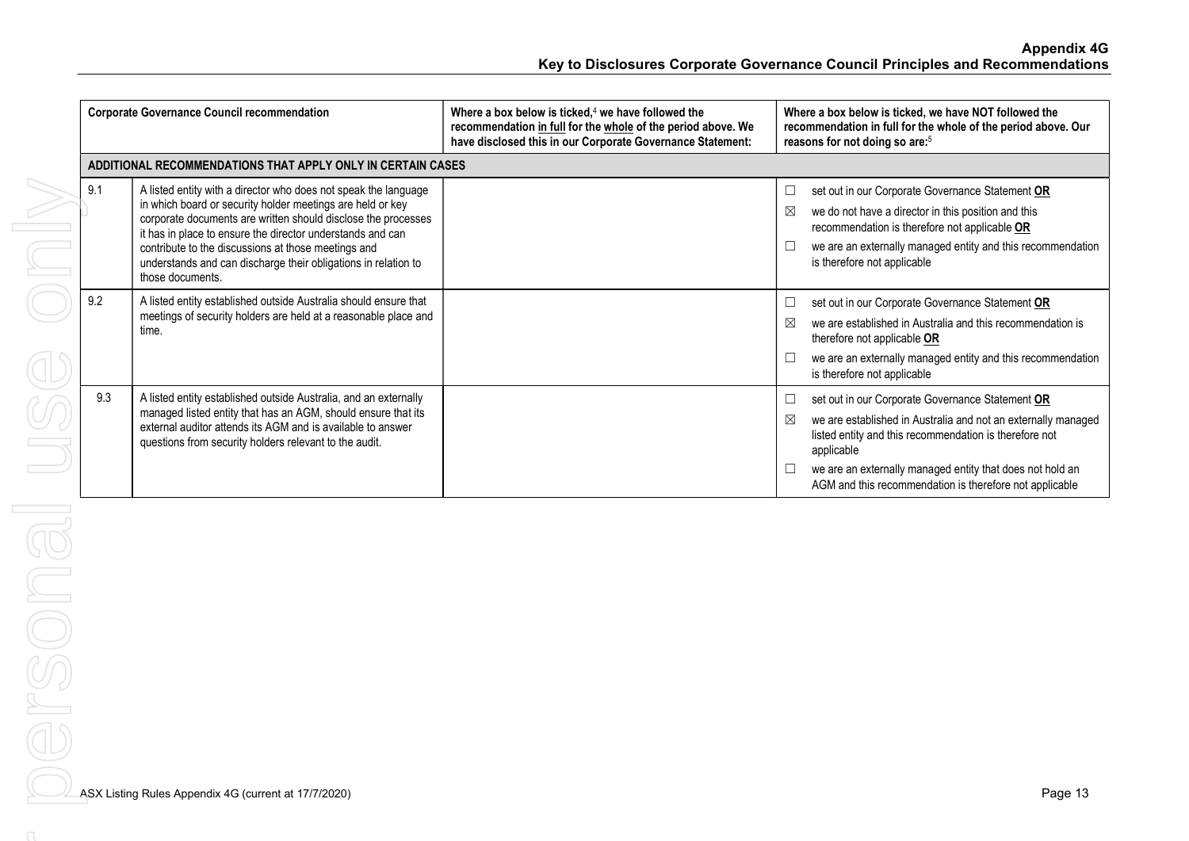| Corporate Governance Council recommendation | | Where a box below is ticked,[4] we have followed the recommendation in full for the whole of the period above. We have disclosed this in our Corporate Governance Statement: | Where a box below is ticked, we have NOT followed the recommendation in full for the whole of the period above. Our reasons for not doing so are:[5] |
|---|---|---|---|
| **ADDITIONAL RECOMMENDATIONS THAT APPLY ONLY IN CERTAIN CASES** | | | |
| 9.1 | A listed entity with a director who does not speak the language in which board or security holder meetings are held or key corporate documents are written should disclose the processes it has in place to ensure the director understands and can contribute to the discussions at those meetings and understands and can discharge their obligations in relation to those documents. | | ☐ set out in our Corporate Governance Statement **OR**<br>☒ we do not have a director in this position and this recommendation is therefore not applicable **OR**<br>☐ we are an externally managed entity and this recommendation is therefore not applicable |
| 9.2 | A listed entity established outside Australia should ensure that meetings of security holders are held at a reasonable place and time. | | ☐ set out in our Corporate Governance Statement **OR**<br>☒ we are established in Australia and this recommendation is therefore not applicable **OR**<br>☐ we are an externally managed entity and this recommendation is therefore not applicable |
| 9.3 | A listed entity established outside Australia, and an externally managed listed entity that has an AGM, should ensure that its external auditor attends its AGM and is available to answer questions from security holders relevant to the audit. | | ☐ set out in our Corporate Governance Statement **OR**<br>☒ we are established in Australia and not an externally managed listed entity and this recommendation is therefore not applicable<br>☐ we are an externally managed entity that does not hold an AGM and this recommendation is therefore not applicable |